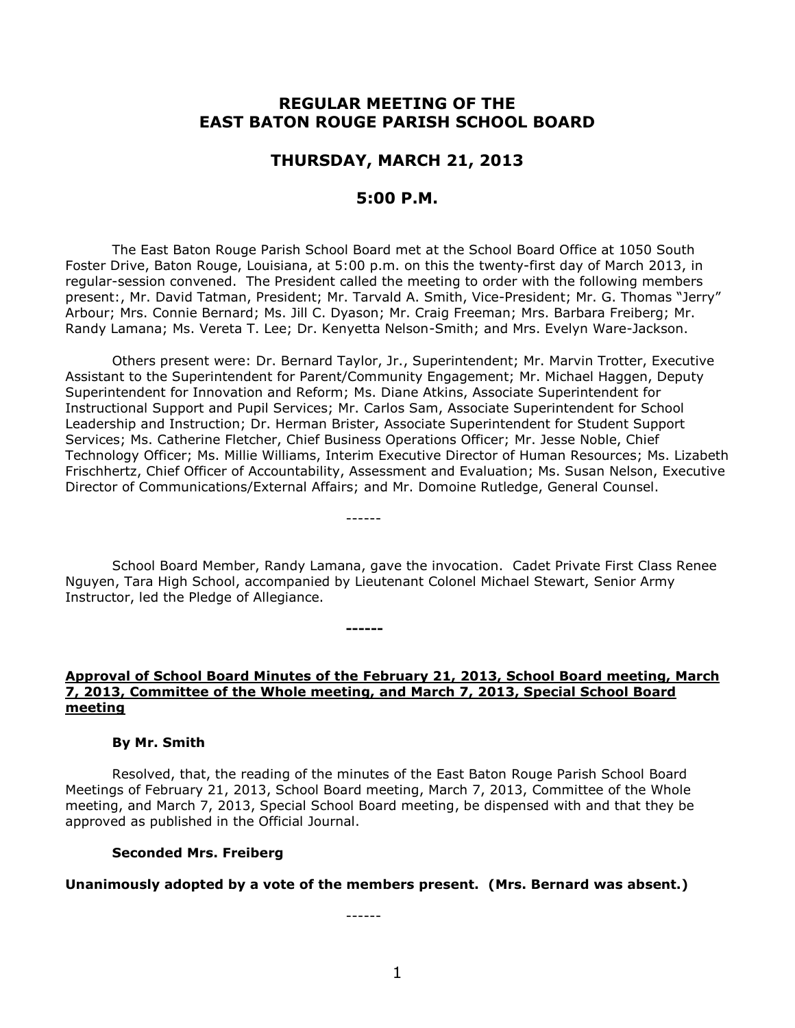# REGULAR MEETING OF THE EAST BATON ROUGE PARISH SCHOOL BOARD

## THURSDAY, MARCH 21, 2013

## 5:00 P.M.

The East Baton Rouge Parish School Board met at the School Board Office at 1050 South Foster Drive, Baton Rouge, Louisiana, at 5:00 p.m. on this the twenty-first day of March 2013, in regular-session convened. The President called the meeting to order with the following members present:, Mr. David Tatman, President; Mr. Tarvald A. Smith, Vice-President; Mr. G. Thomas "Jerry" Arbour; Mrs. Connie Bernard; Ms. Jill C. Dyason; Mr. Craig Freeman; Mrs. Barbara Freiberg; Mr. Randy Lamana; Ms. Vereta T. Lee; Dr. Kenyetta Nelson-Smith; and Mrs. Evelyn Ware-Jackson.

Others present were: Dr. Bernard Taylor, Jr., Superintendent; Mr. Marvin Trotter, Executive Assistant to the Superintendent for Parent/Community Engagement; Mr. Michael Haggen, Deputy Superintendent for Innovation and Reform; Ms. Diane Atkins, Associate Superintendent for Instructional Support and Pupil Services; Mr. Carlos Sam, Associate Superintendent for School Leadership and Instruction; Dr. Herman Brister, Associate Superintendent for Student Support Services; Ms. Catherine Fletcher, Chief Business Operations Officer; Mr. Jesse Noble, Chief Technology Officer; Ms. Millie Williams, Interim Executive Director of Human Resources; Ms. Lizabeth Frischhertz, Chief Officer of Accountability, Assessment and Evaluation; Ms. Susan Nelson, Executive Director of Communications/External Affairs; and Mr. Domoine Rutledge, General Counsel.

------

School Board Member, Randy Lamana, gave the invocation. Cadet Private First Class Renee Nguyen, Tara High School, accompanied by Lieutenant Colonel Michael Stewart, Senior Army Instructor, led the Pledge of Allegiance.

**------**

**Approval of School Board Minutes of the February 21, 2013, School Board meeting, March 7, 2013, Committee of the Whole meeting, and March 7, 2013, Special School Board meeting**

**By Mr. Smith**

Resolved, that, the reading of the minutes of the East Baton Rouge Parish School Board Meetings of February 21, 2013, School Board meeting, March 7, 2013, Committee of the Whole meeting, and March 7, 2013, Special School Board meeting, be dispensed with and that they be approved as published in the Official Journal.

**Seconded Mrs. Freiberg**

**Unanimously adopted by a vote of the members present. (Mrs. Bernard was absent.)**

------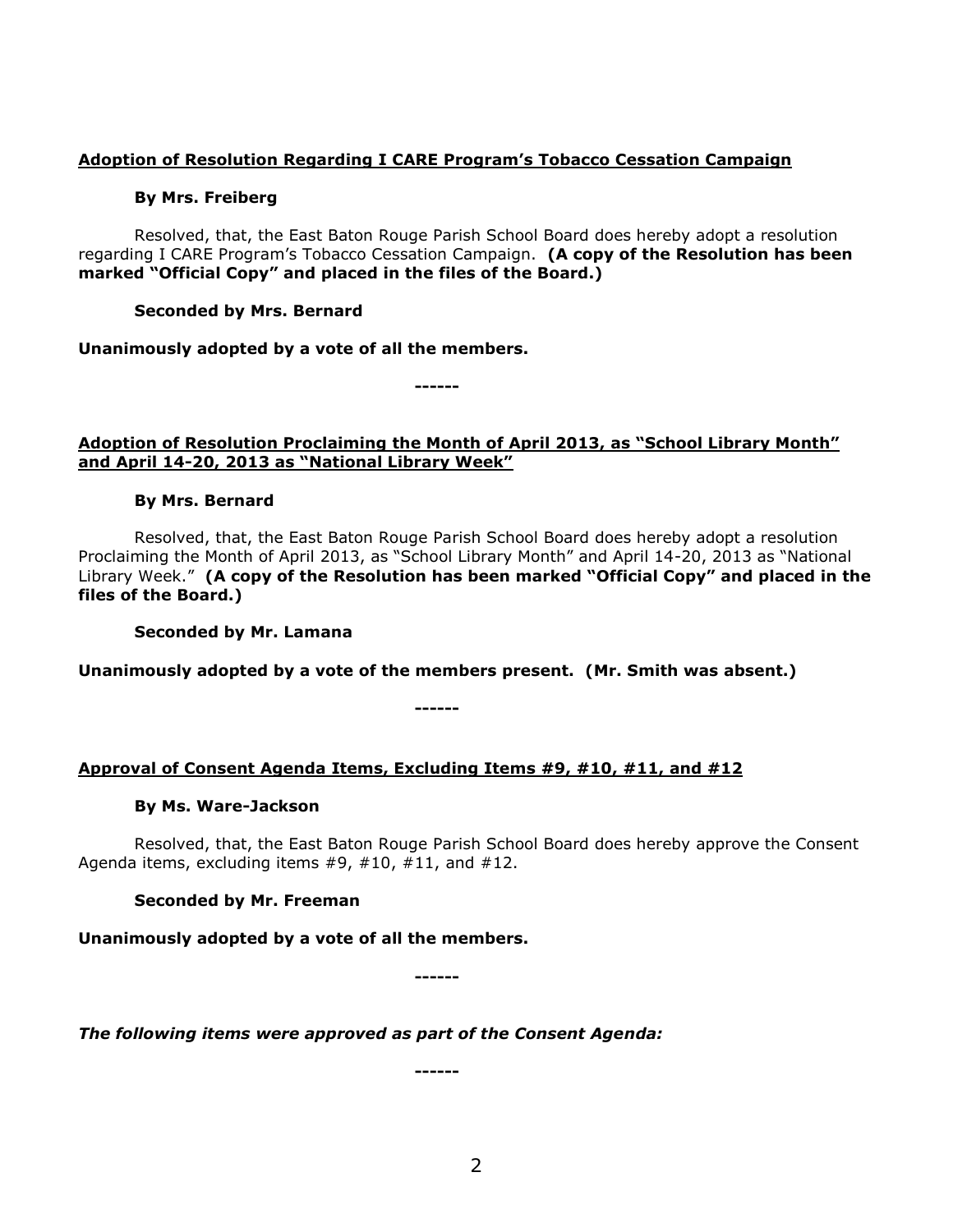**Adoption of Resolution Regarding I CARE Program's Tobacco Cessation Campaign**

**By Mrs. Freiberg**

Resolved, that, the East Baton Rouge Parish School Board does hereby adopt a resolution regarding I CARE Program's Tobacco Cessation Campaign. **(A copy of the Resolution has been marked "Official Copy" and placed in the files of the Board.)**

**Seconded by Mrs. Bernard**

**Unanimously adopted by a vote of all the members.**

**------**

**Adoption of Resolution Proclaiming the Month of April 2013, as "School Library Month" and April 14-20, 2013 as "National Library Week"**

**By Mrs. Bernard**

Resolved, that, the East Baton Rouge Parish School Board does hereby adopt a resolution Proclaiming the Month of April 2013, as "School Library Month" and April 14-20, 2013 as "National Library Week." **(A copy of the Resolution has been marked "Official Copy" and placed in the files of the Board.)**

**Seconded by Mr. Lamana**

**Unanimously adopted by a vote of the members present. (Mr. Smith was absent.)**

**------**

**Approval of Consent Agenda Items, Excluding Items #9, #10, #11, and #12**

**By Ms. Ware-Jackson**

Resolved, that, the East Baton Rouge Parish School Board does hereby approve the Consent Agenda items, excluding items #9, #10, #11, and #12.

**Seconded by Mr. Freeman**

**Unanimously adopted by a vote of all the members.**

**------**

***The following items were approved as part of the Consent Agenda:***

**------**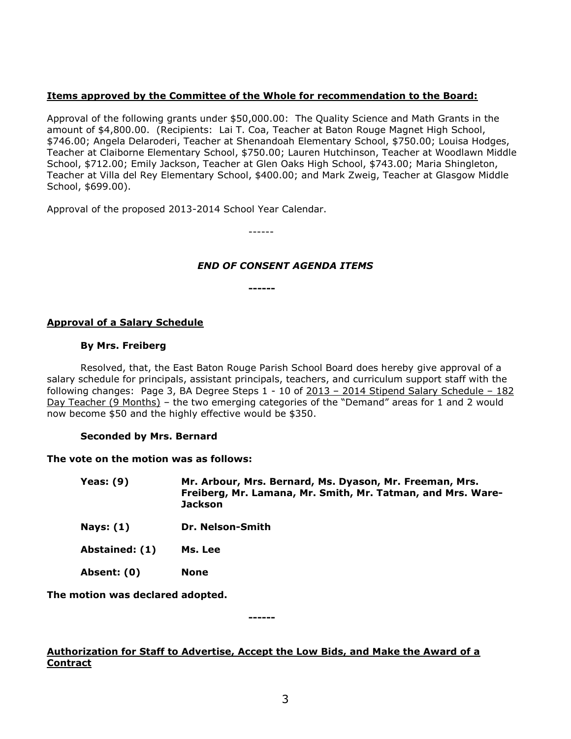**<u>Items approved by the Committee of the Whole for recommendation to the Board:</u>**

Approval of the following grants under $50,000.00: The Quality Science and Math Grants in the amount of $4,800.00. (Recipients: Lai T. Coa, Teacher at Baton Rouge Magnet High School, $746.00; Angela Delaroderi, Teacher at Shenandoah Elementary School, $750.00; Louisa Hodges, Teacher at Claiborne Elementary School, $750.00; Lauren Hutchinson, Teacher at Woodlawn Middle School, $712.00; Emily Jackson, Teacher at Glen Oaks High School, $743.00; Maria Shingleton, Teacher at Villa del Rey Elementary School, $400.00; and Mark Zweig, Teacher at Glasgow Middle School, $699.00).

Approval of the proposed 2013-2014 School Year Calendar.

------

***END OF CONSENT AGENDA ITEMS***

**------**

**<u>Approval of a Salary Schedule</u>**

**By Mrs. Freiberg**

Resolved, that, the East Baton Rouge Parish School Board does hereby give approval of a salary schedule for principals, assistant principals, teachers, and curriculum support staff with the following changes: Page 3, BA Degree Steps 1 - 10 of <u>2013 – 2014 Stipend Salary Schedule – 182 Day Teacher (9 Months)</u> – the two emerging categories of the "Demand" areas for 1 and 2 would now become $50 and the highly effective would be $350.

**Seconded by Mrs. Bernard**

**The vote on the motion was as follows:**

| | |
|---|---|
| **Yeas: (9)** | **Mr. Arbour, Mrs. Bernard, Ms. Dyason, Mr. Freeman, Mrs. Freiberg, Mr. Lamana, Mr. Smith, Mr. Tatman, and Mrs. Ware-Jackson** |
| **Nays: (1)** | **Dr. Nelson-Smith** |
| **Abstained: (1)** | **Ms. Lee** |
| **Absent: (0)** | **None** |

**The motion was declared adopted.**

**------**

**<u>Authorization for Staff to Advertise, Accept the Low Bids, and Make the Award of a Contract</u>**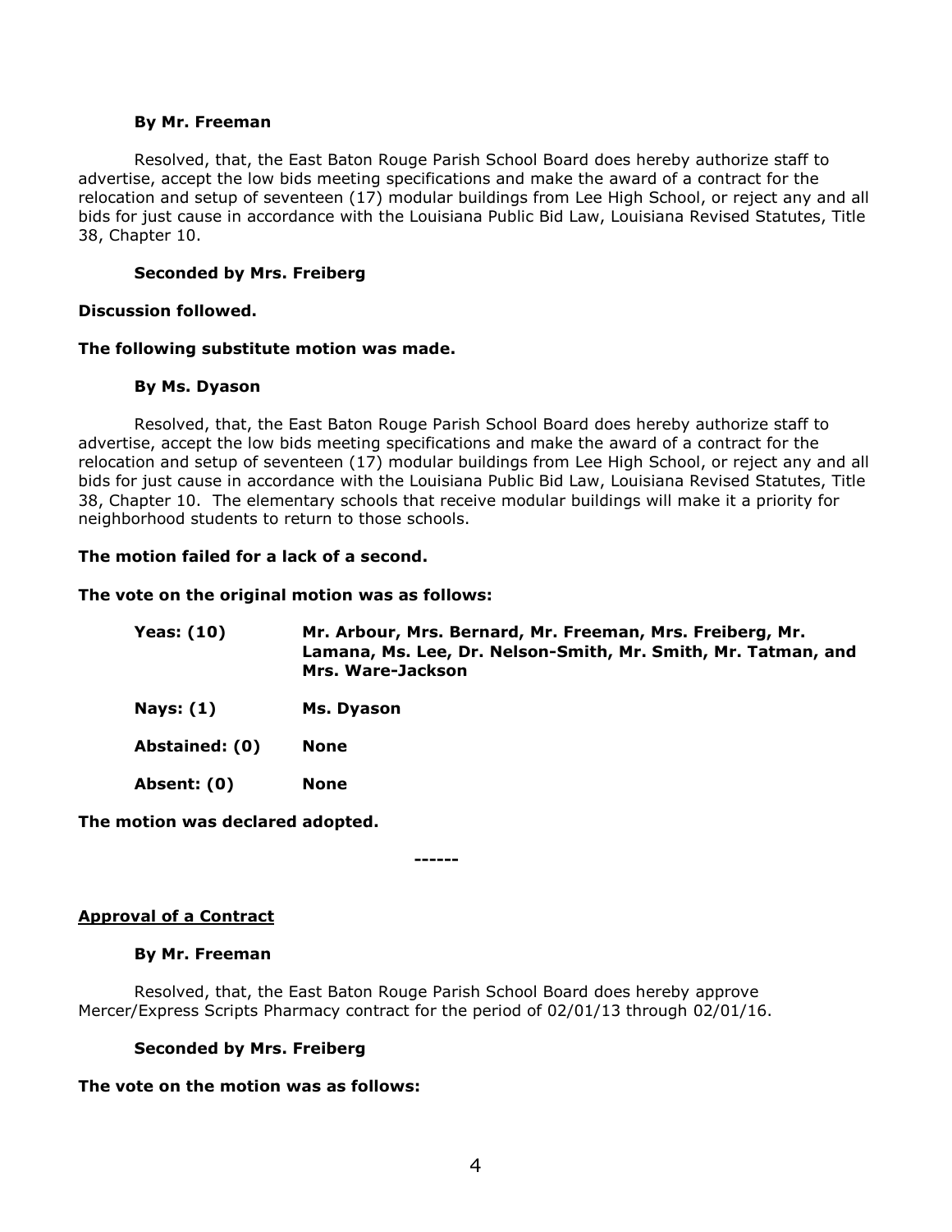**By Mr. Freeman**

Resolved, that, the East Baton Rouge Parish School Board does hereby authorize staff to advertise, accept the low bids meeting specifications and make the award of a contract for the relocation and setup of seventeen (17) modular buildings from Lee High School, or reject any and all bids for just cause in accordance with the Louisiana Public Bid Law, Louisiana Revised Statutes, Title 38, Chapter 10.

**Seconded by Mrs. Freiberg**

**Discussion followed.**

**The following substitute motion was made.**

**By Ms. Dyason**

Resolved, that, the East Baton Rouge Parish School Board does hereby authorize staff to advertise, accept the low bids meeting specifications and make the award of a contract for the relocation and setup of seventeen (17) modular buildings from Lee High School, or reject any and all bids for just cause in accordance with the Louisiana Public Bid Law, Louisiana Revised Statutes, Title 38, Chapter 10. The elementary schools that receive modular buildings will make it a priority for neighborhood students to return to those schools.

**The motion failed for a lack of a second.**

**The vote on the original motion was as follows:**

| | |
|---|---|
| **Yeas: (10)** | **Mr. Arbour, Mrs. Bernard, Mr. Freeman, Mrs. Freiberg, Mr. Lamana, Ms. Lee, Dr. Nelson-Smith, Mr. Smith, Mr. Tatman, and Mrs. Ware-Jackson** |
| **Nays: (1)** | **Ms. Dyason** |
| **Abstained: (0)** | **None** |
| **Absent: (0)** | **None** |

**The motion was declared adopted.**

------

**Approval of a Contract**

**By Mr. Freeman**

Resolved, that, the East Baton Rouge Parish School Board does hereby approve Mercer/Express Scripts Pharmacy contract for the period of 02/01/13 through 02/01/16.

**Seconded by Mrs. Freiberg**

**The vote on the motion was as follows:**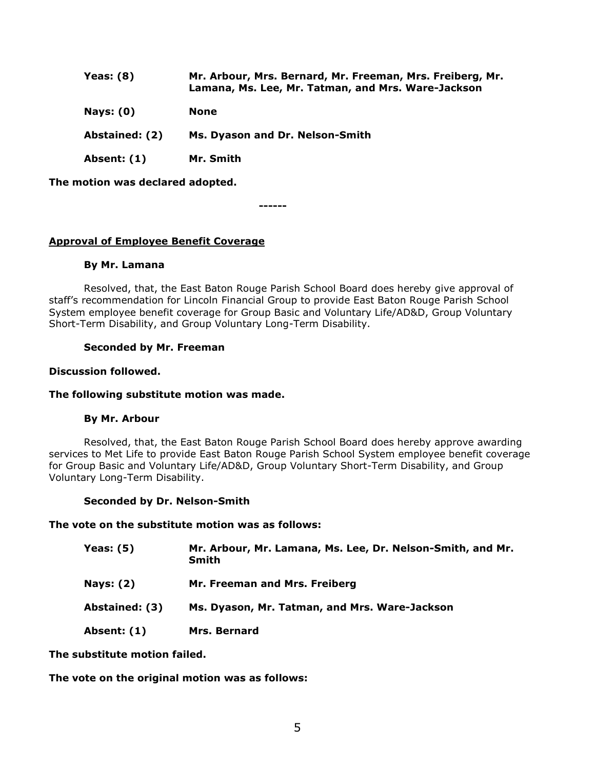| | |
|---|---|
| **Yeas: (8)** | **Mr. Arbour, Mrs. Bernard, Mr. Freeman, Mrs. Freiberg, Mr. Lamana, Ms. Lee, Mr. Tatman, and Mrs. Ware-Jackson** |
| **Nays: (0)** | **None** |
| **Abstained: (2)** | **Ms. Dyason and Dr. Nelson-Smith** |
| **Absent: (1)** | **Mr. Smith** |

**The motion was declared adopted.**

------

**Approval of Employee Benefit Coverage**

**By Mr. Lamana**

Resolved, that, the East Baton Rouge Parish School Board does hereby give approval of staff's recommendation for Lincoln Financial Group to provide East Baton Rouge Parish School System employee benefit coverage for Group Basic and Voluntary Life/AD&D, Group Voluntary Short-Term Disability, and Group Voluntary Long-Term Disability.

**Seconded by Mr. Freeman**

**Discussion followed.**

**The following substitute motion was made.**

**By Mr. Arbour**

Resolved, that, the East Baton Rouge Parish School Board does hereby approve awarding services to Met Life to provide East Baton Rouge Parish School System employee benefit coverage for Group Basic and Voluntary Life/AD&D, Group Voluntary Short-Term Disability, and Group Voluntary Long-Term Disability.

**Seconded by Dr. Nelson-Smith**

**The vote on the substitute motion was as follows:**

| | |
|---|---|
| **Yeas: (5)** | **Mr. Arbour, Mr. Lamana, Ms. Lee, Dr. Nelson-Smith, and Mr. Smith** |
| **Nays: (2)** | **Mr. Freeman and Mrs. Freiberg** |
| **Abstained: (3)** | **Ms. Dyason, Mr. Tatman, and Mrs. Ware-Jackson** |
| **Absent: (1)** | **Mrs. Bernard** |

**The substitute motion failed.**

**The vote on the original motion was as follows:**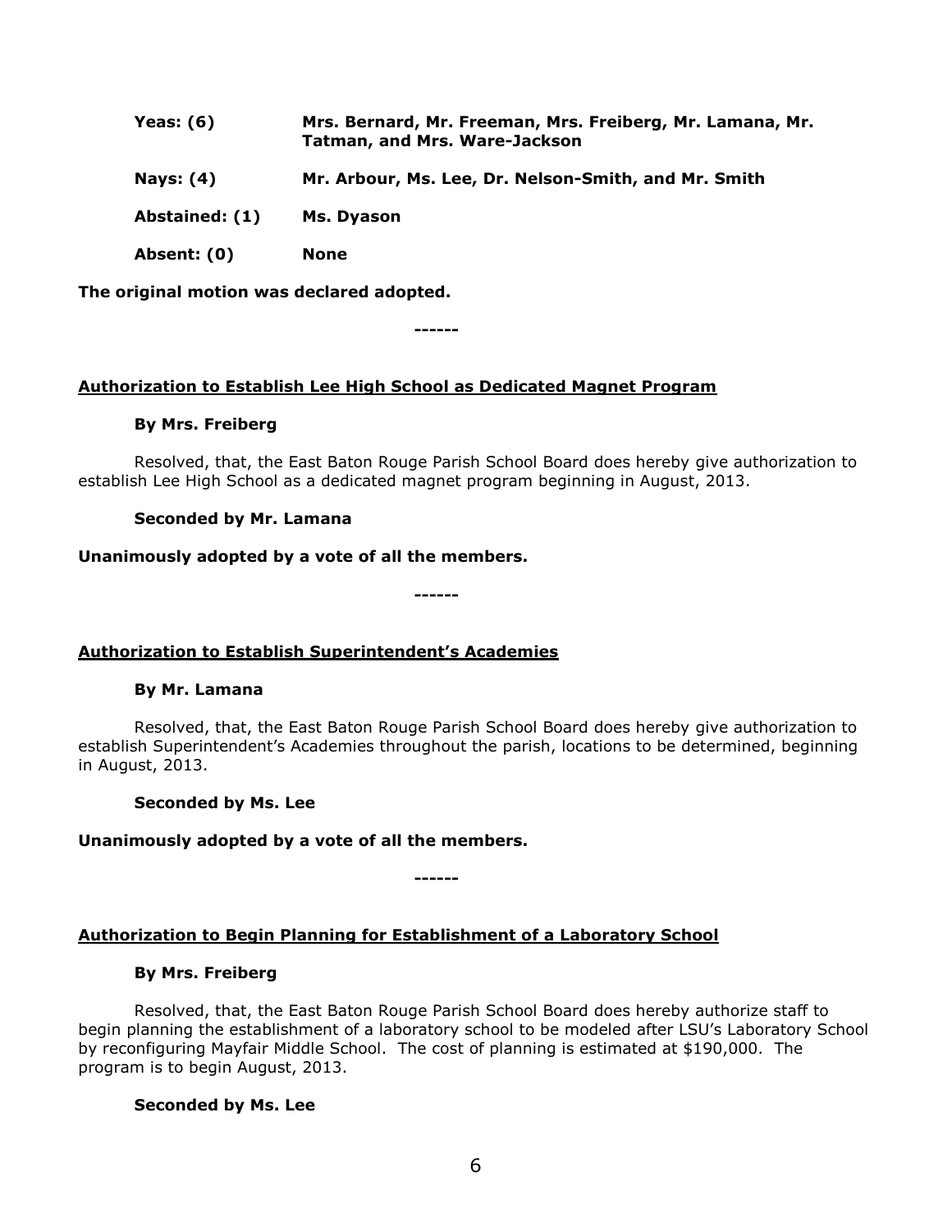| | |
|---|---|
| **Yeas: (6)** | **Mrs. Bernard, Mr. Freeman, Mrs. Freiberg, Mr. Lamana, Mr. Tatman, and Mrs. Ware-Jackson** |
| **Nays: (4)** | **Mr. Arbour, Ms. Lee, Dr. Nelson-Smith, and Mr. Smith** |
| **Abstained: (1)** | **Ms. Dyason** |
| **Absent: (0)** | **None** |

**The original motion was declared adopted.**

**------**

**Authorization to Establish Lee High School as Dedicated Magnet Program**

**By Mrs. Freiberg**

Resolved, that, the East Baton Rouge Parish School Board does hereby give authorization to establish Lee High School as a dedicated magnet program beginning in August, 2013.

**Seconded by Mr. Lamana**

**Unanimously adopted by a vote of all the members.**

**------**

**Authorization to Establish Superintendent's Academies**

**By Mr. Lamana**

Resolved, that, the East Baton Rouge Parish School Board does hereby give authorization to establish Superintendent's Academies throughout the parish, locations to be determined, beginning in August, 2013.

**Seconded by Ms. Lee**

**Unanimously adopted by a vote of all the members.**

**------**

**Authorization to Begin Planning for Establishment of a Laboratory School**

**By Mrs. Freiberg**

Resolved, that, the East Baton Rouge Parish School Board does hereby authorize staff to begin planning the establishment of a laboratory school to be modeled after LSU's Laboratory School by reconfiguring Mayfair Middle School. The cost of planning is estimated at $190,000. The program is to begin August, 2013.

**Seconded by Ms. Lee**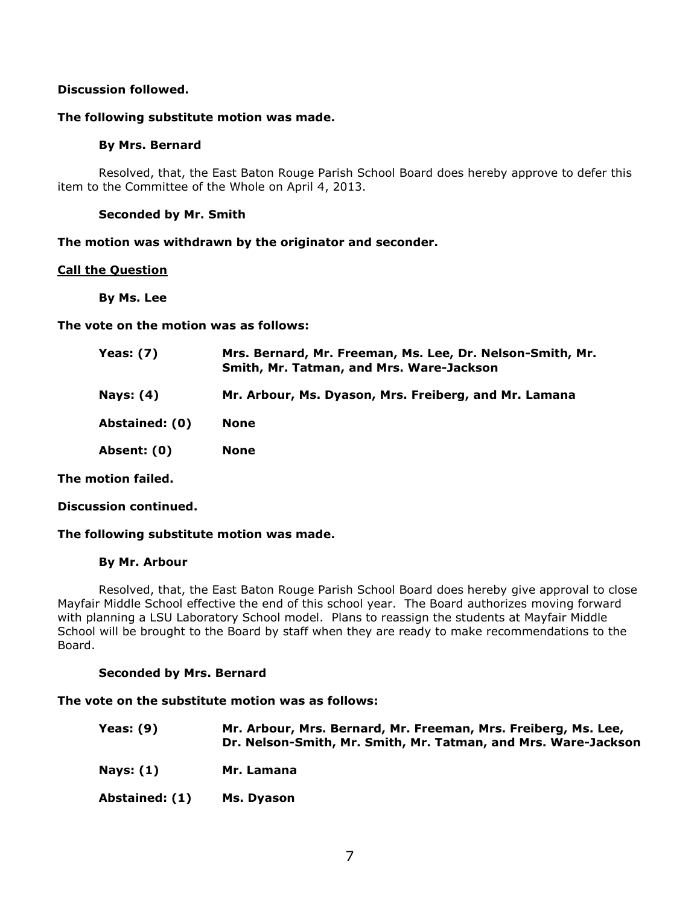**Discussion followed.**

**The following substitute motion was made.**

**By Mrs. Bernard**

Resolved, that, the East Baton Rouge Parish School Board does hereby approve to defer this item to the Committee of the Whole on April 4, 2013.

**Seconded by Mr. Smith**

**The motion was withdrawn by the originator and seconder.**

**Call the Question**

**By Ms. Lee**

**The vote on the motion was as follows:**

| | |
|---|---|
| **Yeas: (7)** | **Mrs. Bernard, Mr. Freeman, Ms. Lee, Dr. Nelson-Smith, Mr. Smith, Mr. Tatman, and Mrs. Ware-Jackson** |
| **Nays: (4)** | **Mr. Arbour, Ms. Dyason, Mrs. Freiberg, and Mr. Lamana** |
| **Abstained: (0)** | **None** |
| **Absent: (0)** | **None** |

**The motion failed.**

**Discussion continued.**

**The following substitute motion was made.**

**By Mr. Arbour**

Resolved, that, the East Baton Rouge Parish School Board does hereby give approval to close Mayfair Middle School effective the end of this school year. The Board authorizes moving forward with planning a LSU Laboratory School model. Plans to reassign the students at Mayfair Middle School will be brought to the Board by staff when they are ready to make recommendations to the Board.

**Seconded by Mrs. Bernard**

**The vote on the substitute motion was as follows:**

| | |
|---|---|
| **Yeas: (9)** | **Mr. Arbour, Mrs. Bernard, Mr. Freeman, Mrs. Freiberg, Ms. Lee, Dr. Nelson-Smith, Mr. Smith, Mr. Tatman, and Mrs. Ware-Jackson** |
| **Nays: (1)** | **Mr. Lamana** |
| **Abstained: (1)** | **Ms. Dyason** |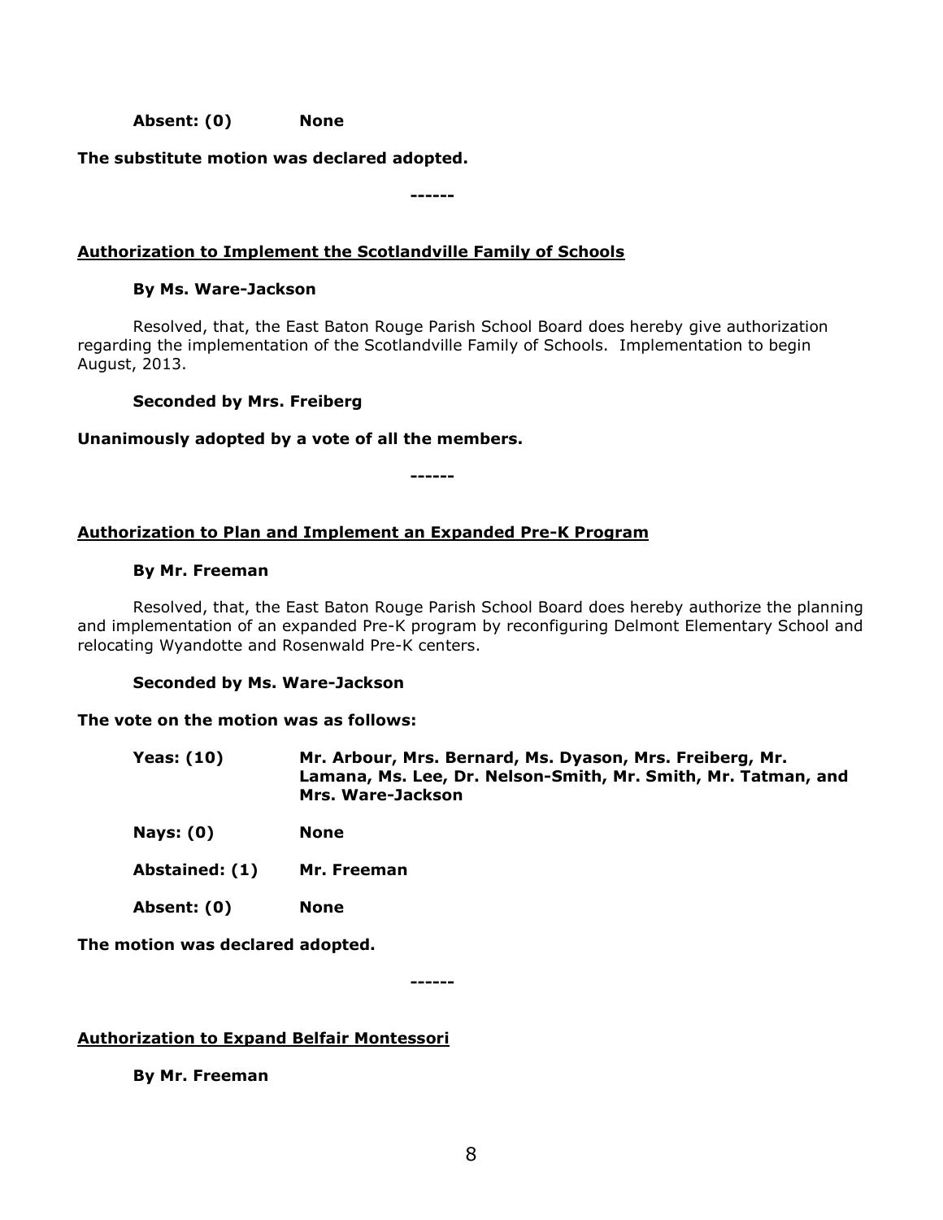**Absent: (0) None**

**The substitute motion was declared adopted.**

------

## Authorization to Implement the Scotlandville Family of Schools

**By Ms. Ware-Jackson**

Resolved, that, the East Baton Rouge Parish School Board does hereby give authorization regarding the implementation of the Scotlandville Family of Schools. Implementation to begin August, 2013.

**Seconded by Mrs. Freiberg**

**Unanimously adopted by a vote of all the members.**

------

## Authorization to Plan and Implement an Expanded Pre-K Program

**By Mr. Freeman**

Resolved, that, the East Baton Rouge Parish School Board does hereby authorize the planning and implementation of an expanded Pre-K program by reconfiguring Delmont Elementary School and relocating Wyandotte and Rosenwald Pre-K centers.

**Seconded by Ms. Ware-Jackson**

**The vote on the motion was as follows:**

**Yeas: (10)** **Mr. Arbour, Mrs. Bernard, Ms. Dyason, Mrs. Freiberg, Mr. Lamana, Ms. Lee, Dr. Nelson-Smith, Mr. Smith, Mr. Tatman, and Mrs. Ware-Jackson**

**Nays: (0)** **None**

**Abstained: (1)** **Mr. Freeman**

**Absent: (0)** **None**

**The motion was declared adopted.**

------

## Authorization to Expand Belfair Montessori

**By Mr. Freeman**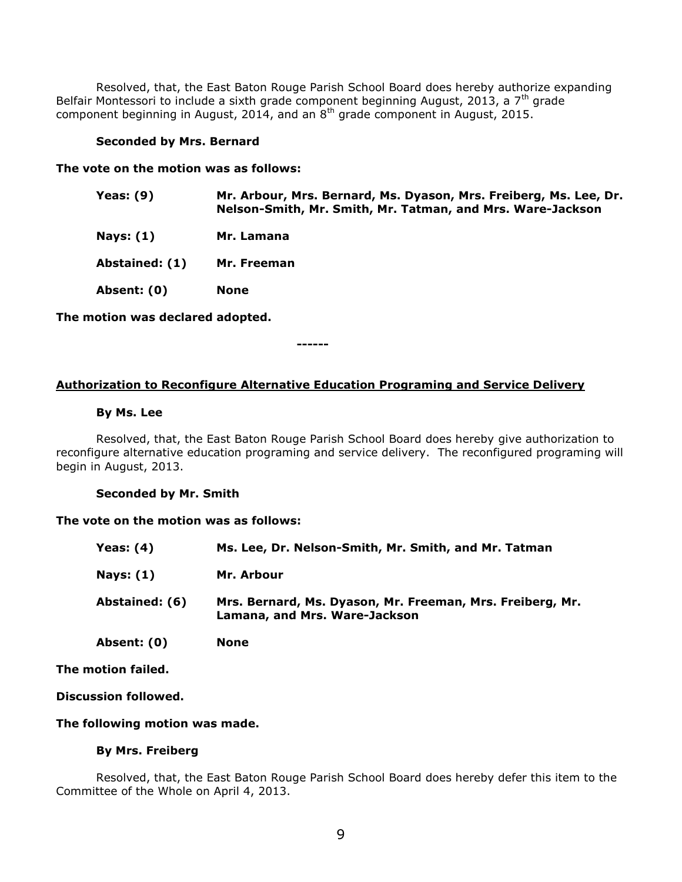Resolved, that, the East Baton Rouge Parish School Board does hereby authorize expanding Belfair Montessori to include a sixth grade component beginning August, 2013, a 7th grade component beginning in August, 2014, and an 8th grade component in August, 2015.

**Seconded by Mrs. Bernard**

**The vote on the motion was as follows:**

| | |
|---|---|
| **Yeas: (9)** | **Mr. Arbour, Mrs. Bernard, Ms. Dyason, Mrs. Freiberg, Ms. Lee, Dr. Nelson-Smith, Mr. Smith, Mr. Tatman, and Mrs. Ware-Jackson** |
| **Nays: (1)** | **Mr. Lamana** |
| **Abstained: (1)** | **Mr. Freeman** |
| **Absent: (0)** | **None** |

**The motion was declared adopted.**

**------**

**<u>Authorization to Reconfigure Alternative Education Programing and Service Delivery</u>**

**By Ms. Lee**

Resolved, that, the East Baton Rouge Parish School Board does hereby give authorization to reconfigure alternative education programing and service delivery. The reconfigured programing will begin in August, 2013.

**Seconded by Mr. Smith**

**The vote on the motion was as follows:**

| | |
|---|---|
| **Yeas: (4)** | **Ms. Lee, Dr. Nelson-Smith, Mr. Smith, and Mr. Tatman** |
| **Nays: (1)** | **Mr. Arbour** |
| **Abstained: (6)** | **Mrs. Bernard, Ms. Dyason, Mr. Freeman, Mrs. Freiberg, Mr. Lamana, and Mrs. Ware-Jackson** |
| **Absent: (0)** | **None** |

**The motion failed.**

**Discussion followed.**

**The following motion was made.**

**By Mrs. Freiberg**

Resolved, that, the East Baton Rouge Parish School Board does hereby defer this item to the Committee of the Whole on April 4, 2013.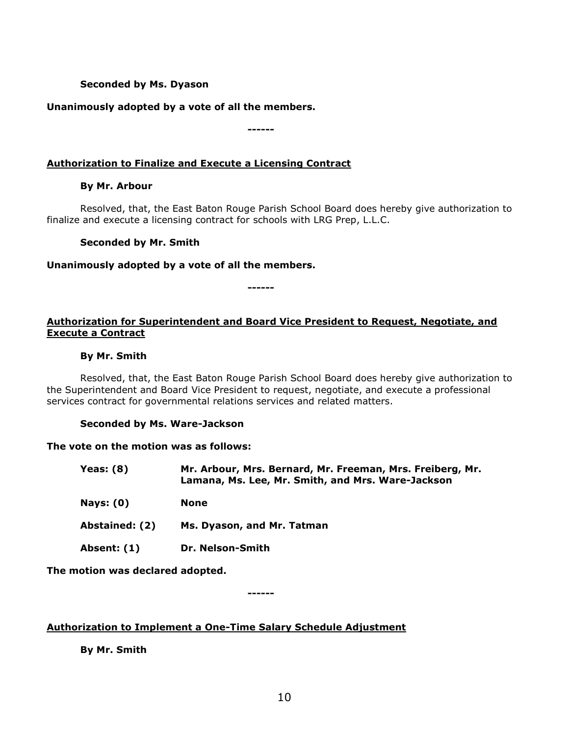**Seconded by Ms. Dyason**

**Unanimously adopted by a vote of all the members.**

**------**

**Authorization to Finalize and Execute a Licensing Contract**

**By Mr. Arbour**

Resolved, that, the East Baton Rouge Parish School Board does hereby give authorization to finalize and execute a licensing contract for schools with LRG Prep, L.L.C.

**Seconded by Mr. Smith**

**Unanimously adopted by a vote of all the members.**

**------**

**Authorization for Superintendent and Board Vice President to Request, Negotiate, and Execute a Contract**

**By Mr. Smith**

Resolved, that, the East Baton Rouge Parish School Board does hereby give authorization to the Superintendent and Board Vice President to request, negotiate, and execute a professional services contract for governmental relations services and related matters.

**Seconded by Ms. Ware-Jackson**

**The vote on the motion was as follows:**

| | |
|---|---|
| **Yeas: (8)** | **Mr. Arbour, Mrs. Bernard, Mr. Freeman, Mrs. Freiberg, Mr. Lamana, Ms. Lee, Mr. Smith, and Mrs. Ware-Jackson** |
| **Nays: (0)** | **None** |
| **Abstained: (2)** | **Ms. Dyason, and Mr. Tatman** |
| **Absent: (1)** | **Dr. Nelson-Smith** |

**The motion was declared adopted.**

**------**

**Authorization to Implement a One-Time Salary Schedule Adjustment**

**By Mr. Smith**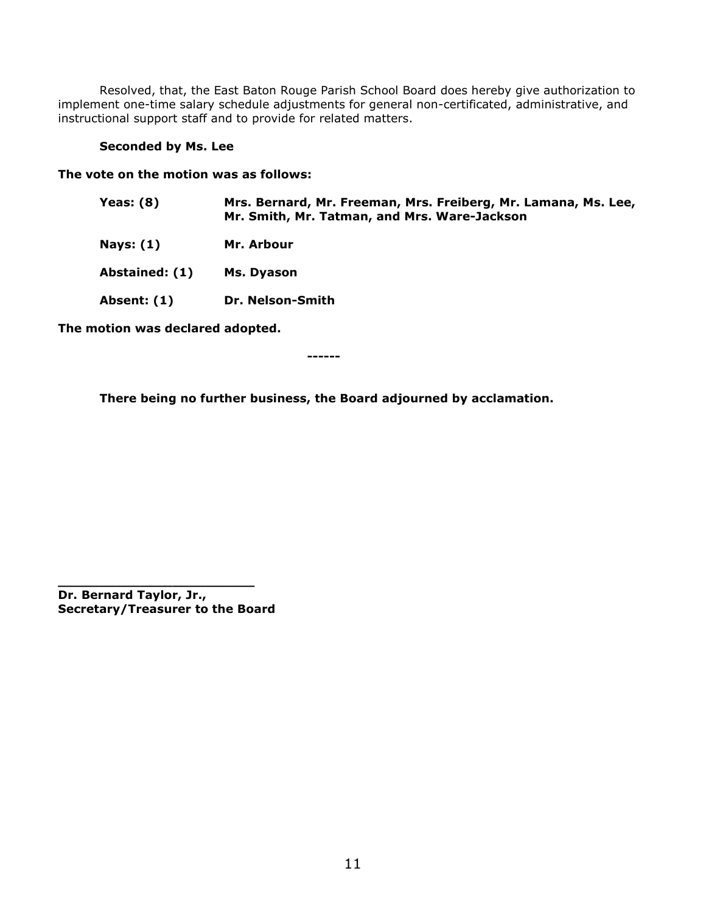Resolved, that, the East Baton Rouge Parish School Board does hereby give authorization to implement one-time salary schedule adjustments for general non-certificated, administrative, and instructional support staff and to provide for related matters.

**Seconded by Ms. Lee**

**The vote on the motion was as follows:**

| | |
|---|---|
| **Yeas: (8)** | **Mrs. Bernard, Mr. Freeman, Mrs. Freiberg, Mr. Lamana, Ms. Lee, Mr. Smith, Mr. Tatman, and Mrs. Ware-Jackson** |
| **Nays: (1)** | **Mr. Arbour** |
| **Abstained: (1)** | **Ms. Dyason** |
| **Absent: (1)** | **Dr. Nelson-Smith** |

**The motion was declared adopted.**

**------**

**There being no further business, the Board adjourned by acclamation.**

**________________________**
**Dr. Bernard Taylor, Jr.,**
**Secretary/Treasurer to the Board**